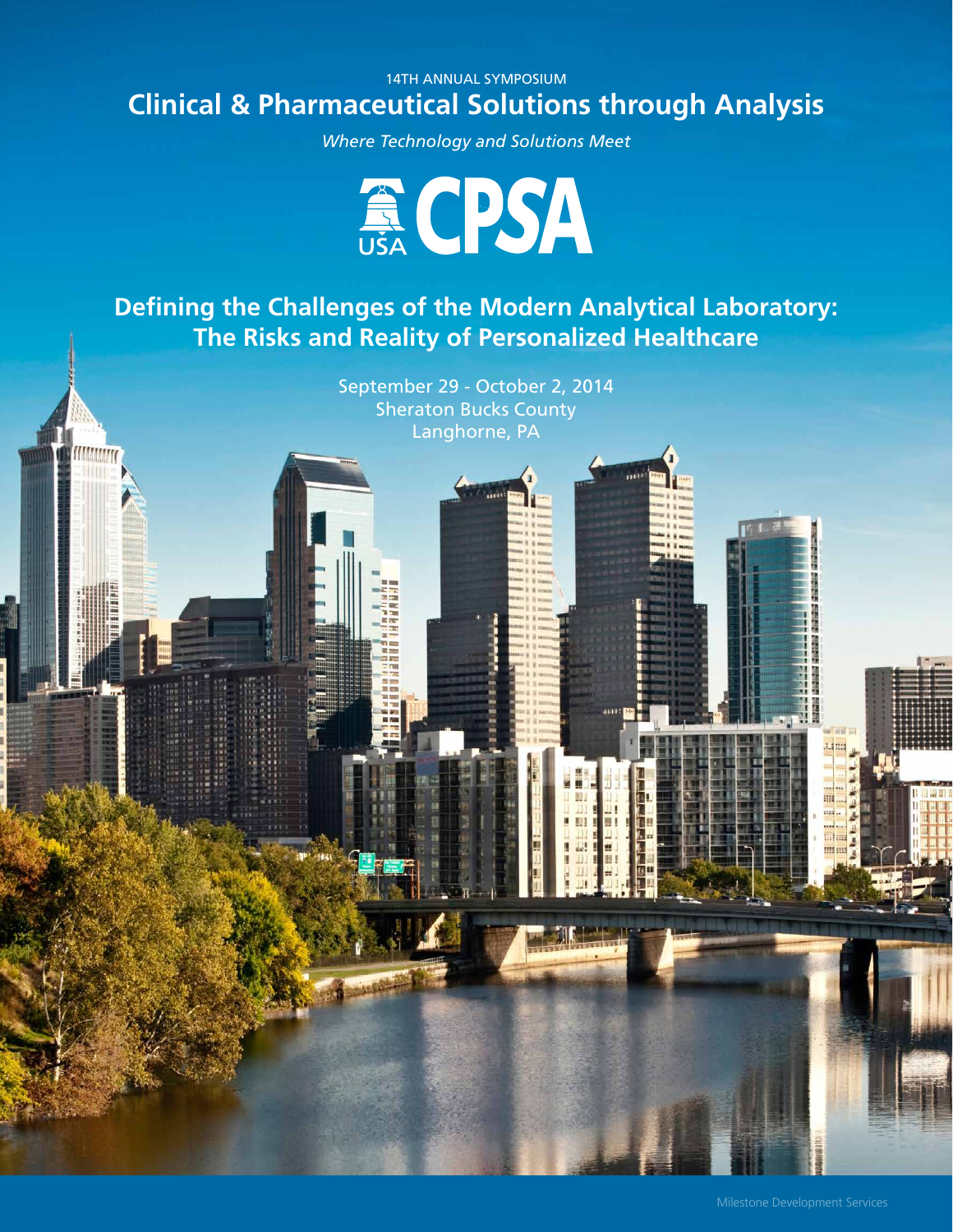14TH ANNUAL SYMPOSIUM

# Clinical & Pharmaceutical Solutions through Analysis

*Where Technology and Solutions Meet*

USA CPSA

## Defining the Challenges of the Modern Analytical Laboratory: The Risks and Reality of Personalized Healthcare

September 29 - October 2, 2014
Sheraton Bucks County
Langhorne, PA

Milestone Development Services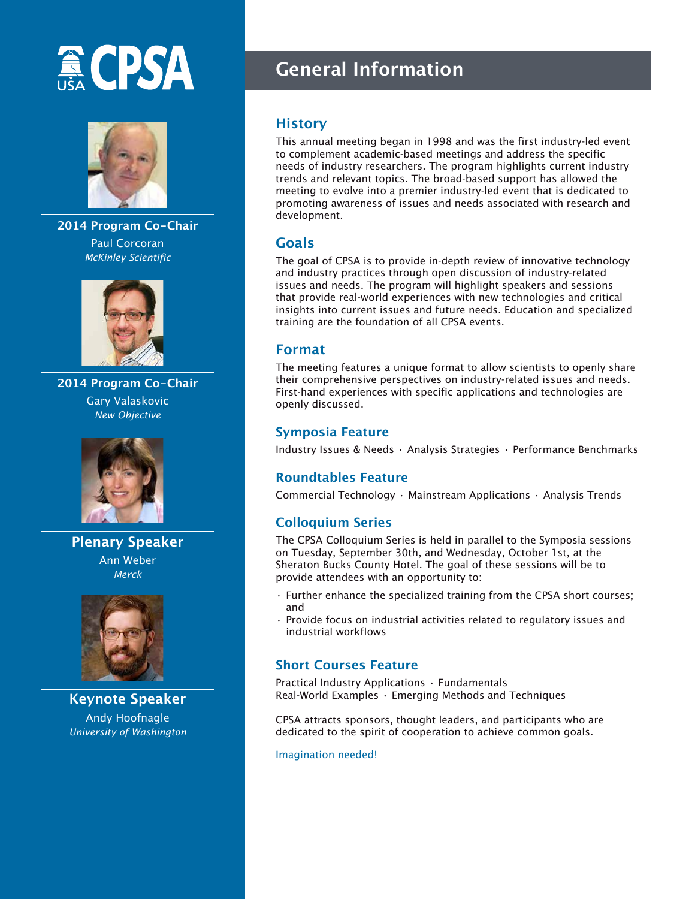CPSA USA

**2014 Program Co-Chair**
Paul Corcoran
*McKinley Scientific*

**2014 Program Co-Chair**
Gary Valaskovic
*New Objective*

**Plenary Speaker**
Ann Weber
*Merck*

**Keynote Speaker**
Andy Hoofnagle
*University of Washington*

# General Information

## History

This annual meeting began in 1998 and was the first industry-led event to complement academic-based meetings and address the specific needs of industry researchers. The program highlights current industry trends and relevant topics. The broad-based support has allowed the meeting to evolve into a premier industry-led event that is dedicated to promoting awareness of issues and needs associated with research and development.

## Goals

The goal of CPSA is to provide in-depth review of innovative technology and industry practices through open discussion of industry-related issues and needs. The program will highlight speakers and sessions that provide real-world experiences with new technologies and critical insights into current issues and future needs. Education and specialized training are the foundation of all CPSA events.

## Format

The meeting features a unique format to allow scientists to openly share their comprehensive perspectives on industry-related issues and needs. First-hand experiences with specific applications and technologies are openly discussed.

### Symposia Feature

Industry Issues & Needs · Analysis Strategies · Performance Benchmarks

### Roundtables Feature

Commercial Technology · Mainstream Applications · Analysis Trends

### Colloquium Series

The CPSA Colloquium Series is held in parallel to the Symposia sessions on Tuesday, September 30th, and Wednesday, October 1st, at the Sheraton Bucks County Hotel. The goal of these sessions will be to provide attendees with an opportunity to:

- Further enhance the specialized training from the CPSA short courses; and
- Provide focus on industrial activities related to regulatory issues and industrial workflows

### Short Courses Feature

Practical Industry Applications · Fundamentals
Real-World Examples · Emerging Methods and Techniques

CPSA attracts sponsors, thought leaders, and participants who are dedicated to the spirit of cooperation to achieve common goals.

Imagination needed!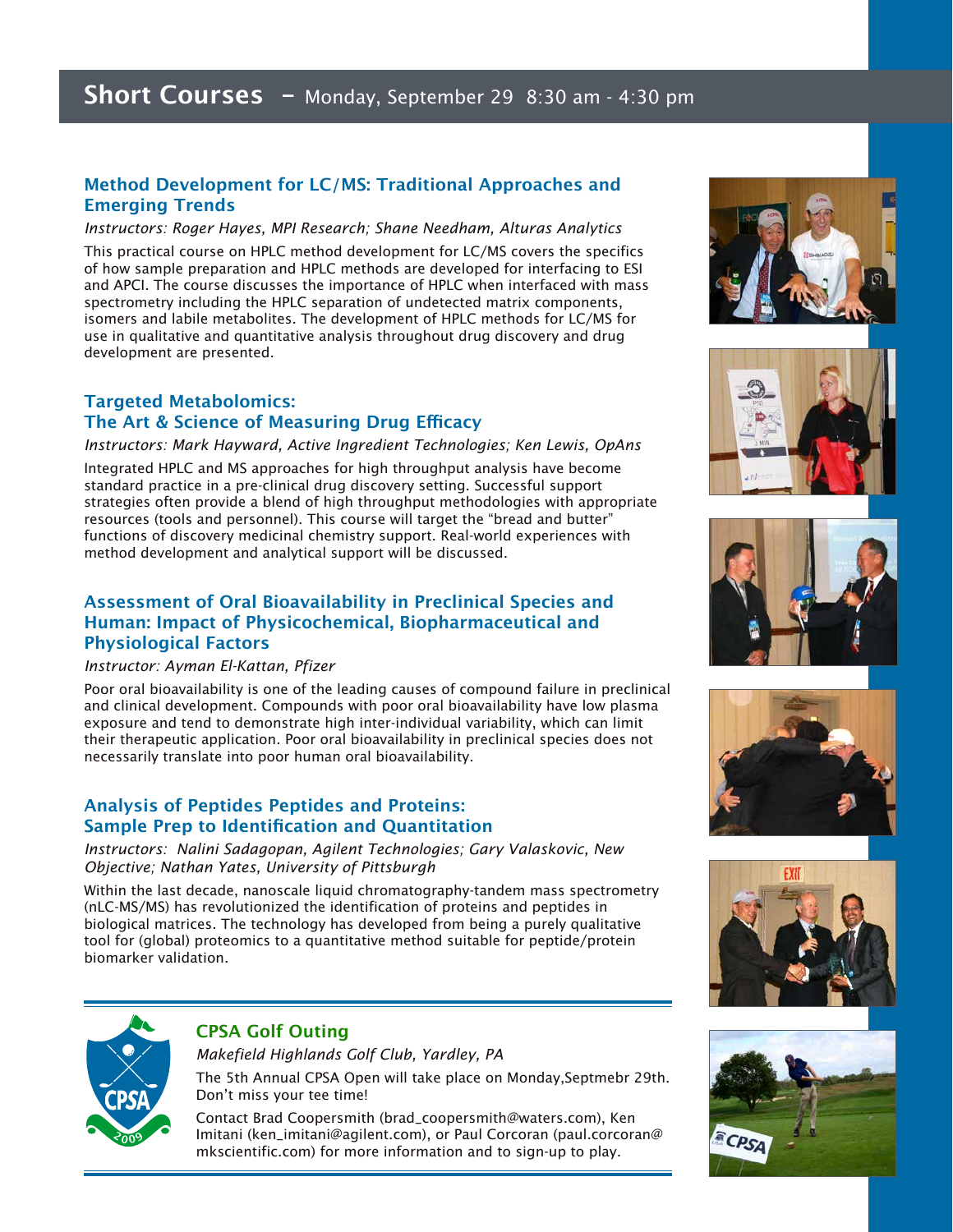## Short Courses – Monday, September 29 8:30 am - 4:30 pm

### Method Development for LC/MS: Traditional Approaches and Emerging Trends

*Instructors: Roger Hayes, MPI Research; Shane Needham, Alturas Analytics*

This practical course on HPLC method development for LC/MS covers the specifics of how sample preparation and HPLC methods are developed for interfacing to ESI and APCI. The course discusses the importance of HPLC when interfaced with mass spectrometry including the HPLC separation of undetected matrix components, isomers and labile metabolites. The development of HPLC methods for LC/MS for use in qualitative and quantitative analysis throughout drug discovery and drug development are presented.

### Targeted Metabolomics: The Art & Science of Measuring Drug Efficacy

*Instructors: Mark Hayward, Active Ingredient Technologies; Ken Lewis, OpAns*

Integrated HPLC and MS approaches for high throughput analysis have become standard practice in a pre-clinical drug discovery setting. Successful support strategies often provide a blend of high throughput methodologies with appropriate resources (tools and personnel). This course will target the "bread and butter" functions of discovery medicinal chemistry support. Real-world experiences with method development and analytical support will be discussed.

### Assessment of Oral Bioavailability in Preclinical Species and Human: Impact of Physicochemical, Biopharmaceutical and Physiological Factors

*Instructor: Ayman El-Kattan, Pfizer*

Poor oral bioavailability is one of the leading causes of compound failure in preclinical and clinical development. Compounds with poor oral bioavailability have low plasma exposure and tend to demonstrate high inter-individual variability, which can limit their therapeutic application. Poor oral bioavailability in preclinical species does not necessarily translate into poor human oral bioavailability.

### Analysis of Peptides Peptides and Proteins: Sample Prep to Identification and Quantitation

*Instructors: Nalini Sadagopan, Agilent Technologies; Gary Valaskovic, New Objective; Nathan Yates, University of Pittsburgh*

Within the last decade, nanoscale liquid chromatography-tandem mass spectrometry (nLC-MS/MS) has revolutionized the identification of proteins and peptides in biological matrices. The technology has developed from being a purely qualitative tool for (global) proteomics to a quantitative method suitable for peptide/protein biomarker validation.

---

### CPSA Golf Outing

*Makefield Highlands Golf Club, Yardley, PA*

The 5th Annual CPSA Open will take place on Monday,Septmebr 29th. Don't miss your tee time!

Contact Brad Coopersmith (brad_coopersmith@waters.com), Ken Imitani (ken_imitani@agilent.com), or Paul Corcoran (paul.corcoran@mkscientific.com) for more information and to sign-up to play.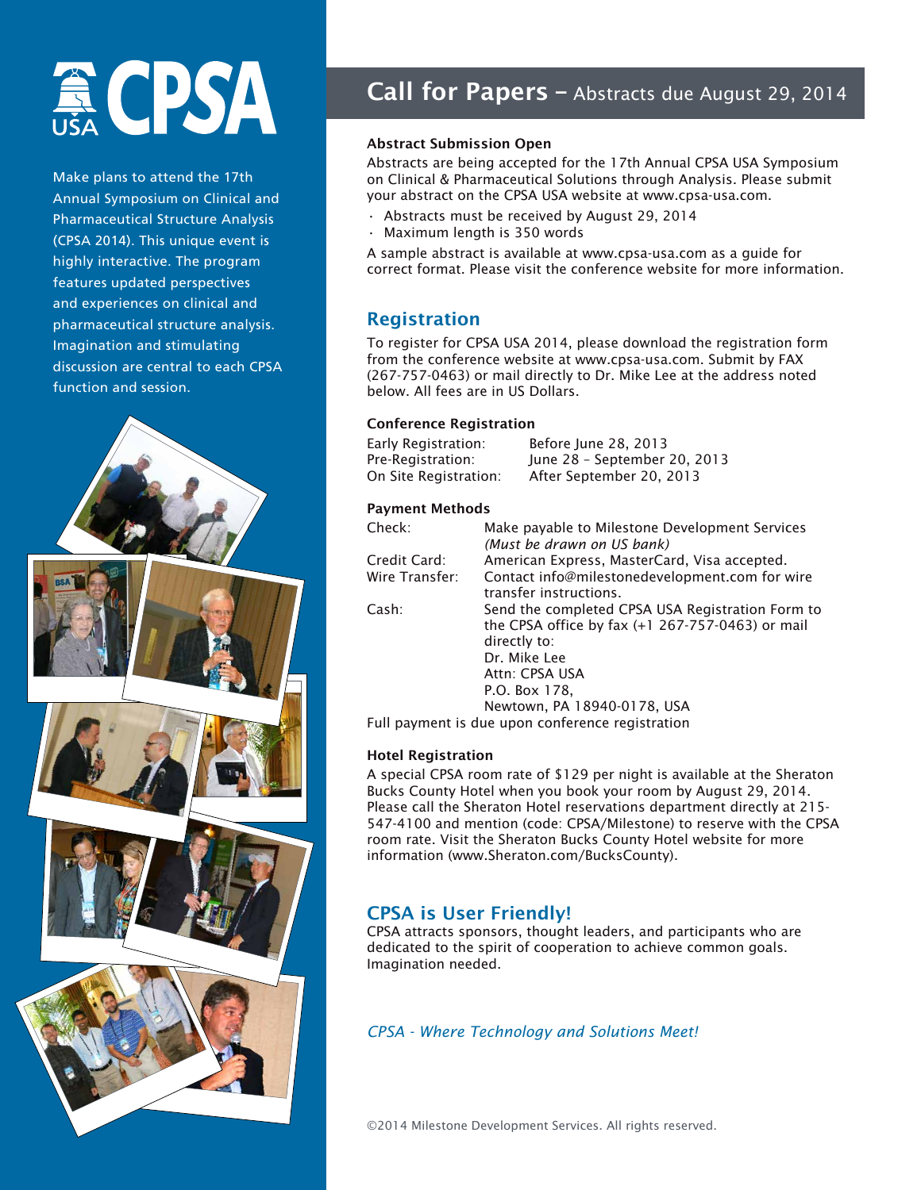CPSA USA

Make plans to attend the 17th Annual Symposium on Clinical and Pharmaceutical Structure Analysis (CPSA 2014). This unique event is highly interactive. The program features updated perspectives and experiences on clinical and pharmaceutical structure analysis. Imagination and stimulating discussion are central to each CPSA function and session.

# Call for Papers – Abstracts due August 29, 2014

### Abstract Submission Open

Abstracts are being accepted for the 17th Annual CPSA USA Symposium on Clinical & Pharmaceutical Solutions through Analysis. Please submit your abstract on the CPSA USA website at www.cpsa-usa.com.

- Abstracts must be received by August 29, 2014
- Maximum length is 350 words

A sample abstract is available at www.cpsa-usa.com as a guide for correct format. Please visit the conference website for more information.

## Registration

To register for CPSA USA 2014, please download the registration form from the conference website at www.cpsa-usa.com. Submit by FAX (267-757-0463) or mail directly to Dr. Mike Lee at the address noted below. All fees are in US Dollars.

### Conference Registration

| | |
|---|---|
| Early Registration: | Before June 28, 2013 |
| Pre-Registration: | June 28 – September 20, 2013 |
| On Site Registration: | After September 20, 2013 |

### Payment Methods

| | |
|---|---|
| Check: | Make payable to Milestone Development Services *(Must be drawn on US bank)* |
| Credit Card: | American Express, MasterCard, Visa accepted. |
| Wire Transfer: | Contact info@milestonedevelopment.com for wire transfer instructions. |
| Cash: | Send the completed CPSA USA Registration Form to the CPSA office by fax (+1 267-757-0463) or mail directly to: Dr. Mike Lee, Attn: CPSA USA, P.O. Box 178, Newtown, PA 18940-0178, USA |

Full payment is due upon conference registration

### Hotel Registration

A special CPSA room rate of $129 per night is available at the Sheraton Bucks County Hotel when you book your room by August 29, 2014. Please call the Sheraton Hotel reservations department directly at 215-547-4100 and mention (code: CPSA/Milestone) to reserve with the CPSA room rate. Visit the Sheraton Bucks County Hotel website for more information (www.Sheraton.com/BucksCounty).

## CPSA is User Friendly!

CPSA attracts sponsors, thought leaders, and participants who are dedicated to the spirit of cooperation to achieve common goals. Imagination needed.

*CPSA - Where Technology and Solutions Meet!*

©2014 Milestone Development Services. All rights reserved.